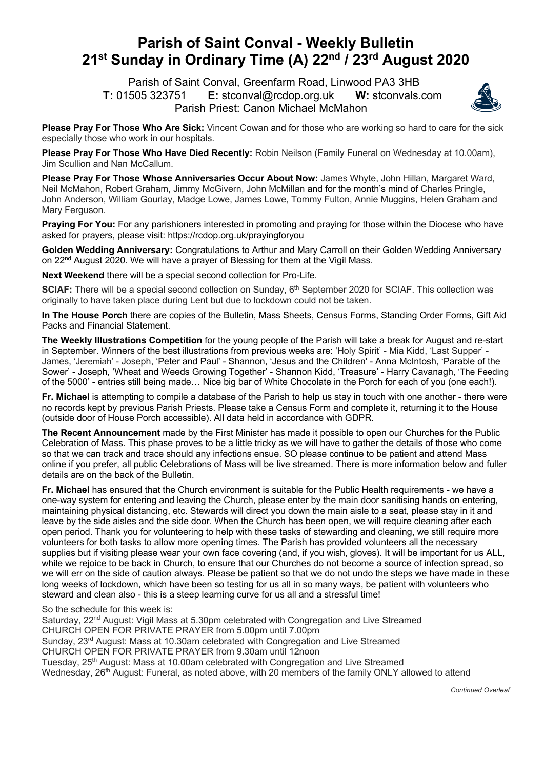# Parish of Saint Conval - Weekly Bulletin
# 21st Sunday in Ordinary Time (A) 22nd / 23rd August 2020

Parish of Saint Conval, Greenfarm Road, Linwood PA3 3HB
**T:** 01505 323751 **E:** stconval@rcdop.org.uk **W:** stconvals.com
Parish Priest: Canon Michael McMahon

**Please Pray For Those Who Are Sick:** Vincent Cowan and for those who are working so hard to care for the sick especially those who work in our hospitals.

**Please Pray For Those Who Have Died Recently:** Robin Neilson (Family Funeral on Wednesday at 10.00am), Jim Scullion and Nan McCallum.

**Please Pray For Those Whose Anniversaries Occur About Now:** James Whyte, John Hillan, Margaret Ward, Neil McMahon, Robert Graham, Jimmy McGivern, John McMillan and for the month's mind of Charles Pringle, John Anderson, William Gourlay, Madge Lowe, James Lowe, Tommy Fulton, Annie Muggins, Helen Graham and Mary Ferguson.

**Praying For You:** For any parishioners interested in promoting and praying for those within the Diocese who have asked for prayers, please visit: https://rcdop.org.uk/prayingforyou

**Golden Wedding Anniversary:** Congratulations to Arthur and Mary Carroll on their Golden Wedding Anniversary on 22nd August 2020. We will have a prayer of Blessing for them at the Vigil Mass.

**Next Weekend** there will be a special second collection for Pro-Life.

**SCIAF:** There will be a special second collection on Sunday, 6th September 2020 for SCIAF. This collection was originally to have taken place during Lent but due to lockdown could not be taken.

**In The House Porch** there are copies of the Bulletin, Mass Sheets, Census Forms, Standing Order Forms, Gift Aid Packs and Financial Statement.

**The Weekly Illustrations Competition** for the young people of the Parish will take a break for August and re-start in September. Winners of the best illustrations from previous weeks are: 'Holy Spirit' - Mia Kidd, 'Last Supper' - James, 'Jeremiah' - Joseph, 'Peter and Paul' - Shannon, 'Jesus and the Children' - Anna McIntosh, 'Parable of the Sower' - Joseph, 'Wheat and Weeds Growing Together' - Shannon Kidd, 'Treasure' - Harry Cavanagh, 'The Feeding of the 5000' - entries still being made… Nice big bar of White Chocolate in the Porch for each of you (one each!).

**Fr. Michael** is attempting to compile a database of the Parish to help us stay in touch with one another - there were no records kept by previous Parish Priests. Please take a Census Form and complete it, returning it to the House (outside door of House Porch accessible). All data held in accordance with GDPR.

**The Recent Announcement** made by the First Minister has made it possible to open our Churches for the Public Celebration of Mass. This phase proves to be a little tricky as we will have to gather the details of those who come so that we can track and trace should any infections ensue. SO please continue to be patient and attend Mass online if you prefer, all public Celebrations of Mass will be live streamed. There is more information below and fuller details are on the back of the Bulletin.

**Fr. Michael** has ensured that the Church environment is suitable for the Public Health requirements - we have a one-way system for entering and leaving the Church, please enter by the main door sanitising hands on entering, maintaining physical distancing, etc. Stewards will direct you down the main aisle to a seat, please stay in it and leave by the side aisles and the side door. When the Church has been open, we will require cleaning after each open period. Thank you for volunteering to help with these tasks of stewarding and cleaning, we still require more volunteers for both tasks to allow more opening times. The Parish has provided volunteers all the necessary supplies but if visiting please wear your own face covering (and, if you wish, gloves). It will be important for us ALL, while we rejoice to be back in Church, to ensure that our Churches do not become a source of infection spread, so we will err on the side of caution always. Please be patient so that we do not undo the steps we have made in these long weeks of lockdown, which have been so testing for us all in so many ways, be patient with volunteers who steward and clean also - this is a steep learning curve for us all and a stressful time!

So the schedule for this week is:
Saturday, 22nd August: Vigil Mass at 5.30pm celebrated with Congregation and Live Streamed
CHURCH OPEN FOR PRIVATE PRAYER from 5.00pm until 7.00pm
Sunday, 23rd August: Mass at 10.30am celebrated with Congregation and Live Streamed
CHURCH OPEN FOR PRIVATE PRAYER from 9.30am until 12noon
Tuesday, 25th August: Mass at 10.00am celebrated with Congregation and Live Streamed
Wednesday, 26th August: Funeral, as noted above, with 20 members of the family ONLY allowed to attend

*Continued Overleaf*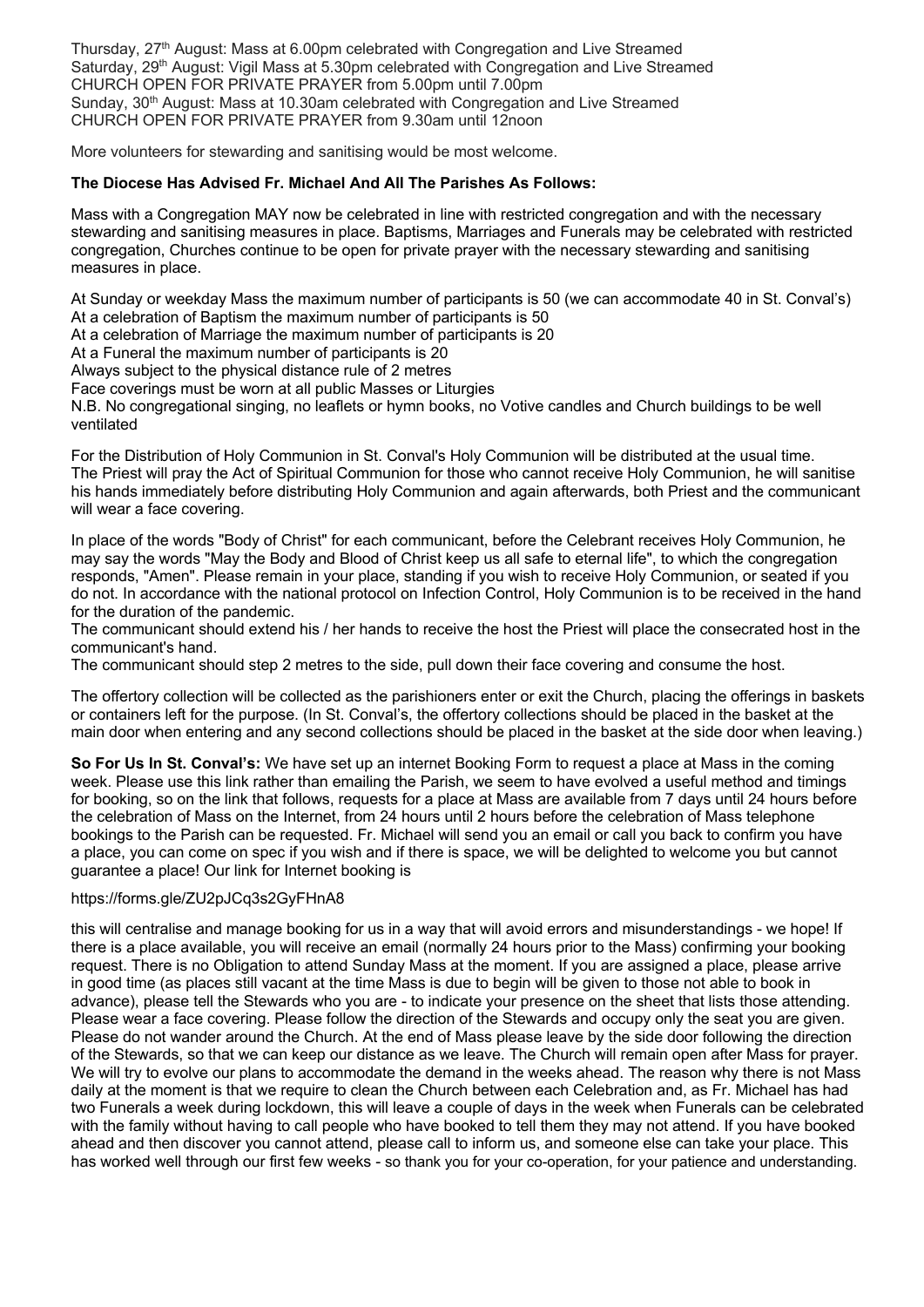Thursday, 27th August: Mass at 6.00pm celebrated with Congregation and Live Streamed
Saturday, 29th August: Vigil Mass at 5.30pm celebrated with Congregation and Live Streamed
CHURCH OPEN FOR PRIVATE PRAYER from 5.00pm until 7.00pm
Sunday, 30th August: Mass at 10.30am celebrated with Congregation and Live Streamed
CHURCH OPEN FOR PRIVATE PRAYER from 9.30am until 12noon

More volunteers for stewarding and sanitising would be most welcome.

**The Diocese Has Advised Fr. Michael And All The Parishes As Follows:**

Mass with a Congregation MAY now be celebrated in line with restricted congregation and with the necessary stewarding and sanitising measures in place. Baptisms, Marriages and Funerals may be celebrated with restricted congregation, Churches continue to be open for private prayer with the necessary stewarding and sanitising measures in place.

At Sunday or weekday Mass the maximum number of participants is 50 (we can accommodate 40 in St. Conval's)
At a celebration of Baptism the maximum number of participants is 50
At a celebration of Marriage the maximum number of participants is 20
At a Funeral the maximum number of participants is 20
Always subject to the physical distance rule of 2 metres
Face coverings must be worn at all public Masses or Liturgies
N.B. No congregational singing, no leaflets or hymn books, no Votive candles and Church buildings to be well ventilated

For the Distribution of Holy Communion in St. Conval's Holy Communion will be distributed at the usual time. The Priest will pray the Act of Spiritual Communion for those who cannot receive Holy Communion, he will sanitise his hands immediately before distributing Holy Communion and again afterwards, both Priest and the communicant will wear a face covering.

In place of the words "Body of Christ" for each communicant, before the Celebrant receives Holy Communion, he may say the words "May the Body and Blood of Christ keep us all safe to eternal life", to which the congregation responds, "Amen". Please remain in your place, standing if you wish to receive Holy Communion, or seated if you do not. In accordance with the national protocol on Infection Control, Holy Communion is to be received in the hand for the duration of the pandemic.
The communicant should extend his / her hands to receive the host the Priest will place the consecrated host in the communicant's hand.
The communicant should step 2 metres to the side, pull down their face covering and consume the host.

The offertory collection will be collected as the parishioners enter or exit the Church, placing the offerings in baskets or containers left for the purpose. (In St. Conval's, the offertory collections should be placed in the basket at the main door when entering and any second collections should be placed in the basket at the side door when leaving.)

**So For Us In St. Conval's:** We have set up an internet Booking Form to request a place at Mass in the coming week. Please use this link rather than emailing the Parish, we seem to have evolved a useful method and timings for booking, so on the link that follows, requests for a place at Mass are available from 7 days until 24 hours before the celebration of Mass on the Internet, from 24 hours until 2 hours before the celebration of Mass telephone bookings to the Parish can be requested. Fr. Michael will send you an email or call you back to confirm you have a place, you can come on spec if you wish and if there is space, we will be delighted to welcome you but cannot guarantee a place! Our link for Internet booking is

https://forms.gle/ZU2pJCq3s2GyFHnA8

this will centralise and manage booking for us in a way that will avoid errors and misunderstandings - we hope! If there is a place available, you will receive an email (normally 24 hours prior to the Mass) confirming your booking request. There is no Obligation to attend Sunday Mass at the moment. If you are assigned a place, please arrive in good time (as places still vacant at the time Mass is due to begin will be given to those not able to book in advance), please tell the Stewards who you are - to indicate your presence on the sheet that lists those attending. Please wear a face covering. Please follow the direction of the Stewards and occupy only the seat you are given. Please do not wander around the Church. At the end of Mass please leave by the side door following the direction of the Stewards, so that we can keep our distance as we leave. The Church will remain open after Mass for prayer. We will try to evolve our plans to accommodate the demand in the weeks ahead. The reason why there is not Mass daily at the moment is that we require to clean the Church between each Celebration and, as Fr. Michael has had two Funerals a week during lockdown, this will leave a couple of days in the week when Funerals can be celebrated with the family without having to call people who have booked to tell them they may not attend. If you have booked ahead and then discover you cannot attend, please call to inform us, and someone else can take your place. This has worked well through our first few weeks - so thank you for your co-operation, for your patience and understanding.